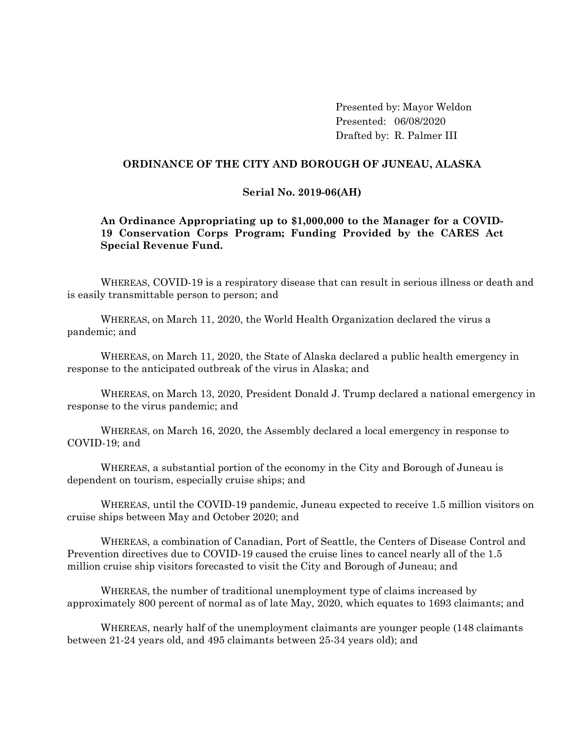Presented by: Mayor Weldon
Presented: 06/08/2020
Drafted by: R. Palmer III

**ORDINANCE OF THE CITY AND BOROUGH OF JUNEAU, ALASKA**

**Serial No. 2019-06(AH)**

**An Ordinance Appropriating up to $1,000,000 to the Manager for a COVID-19 Conservation Corps Program; Funding Provided by the CARES Act Special Revenue Fund.**

WHEREAS, COVID-19 is a respiratory disease that can result in serious illness or death and is easily transmittable person to person; and

WHEREAS, on March 11, 2020, the World Health Organization declared the virus a pandemic; and

WHEREAS, on March 11, 2020, the State of Alaska declared a public health emergency in response to the anticipated outbreak of the virus in Alaska; and

WHEREAS, on March 13, 2020, President Donald J. Trump declared a national emergency in response to the virus pandemic; and

WHEREAS, on March 16, 2020, the Assembly declared a local emergency in response to COVID-19; and

WHEREAS, a substantial portion of the economy in the City and Borough of Juneau is dependent on tourism, especially cruise ships; and

WHEREAS, until the COVID-19 pandemic, Juneau expected to receive 1.5 million visitors on cruise ships between May and October 2020; and

WHEREAS, a combination of Canadian, Port of Seattle, the Centers of Disease Control and Prevention directives due to COVID-19 caused the cruise lines to cancel nearly all of the 1.5 million cruise ship visitors forecasted to visit the City and Borough of Juneau; and

WHEREAS, the number of traditional unemployment type of claims increased by approximately 800 percent of normal as of late May, 2020, which equates to 1693 claimants; and

WHEREAS, nearly half of the unemployment claimants are younger people (148 claimants between 21-24 years old, and 495 claimants between 25-34 years old); and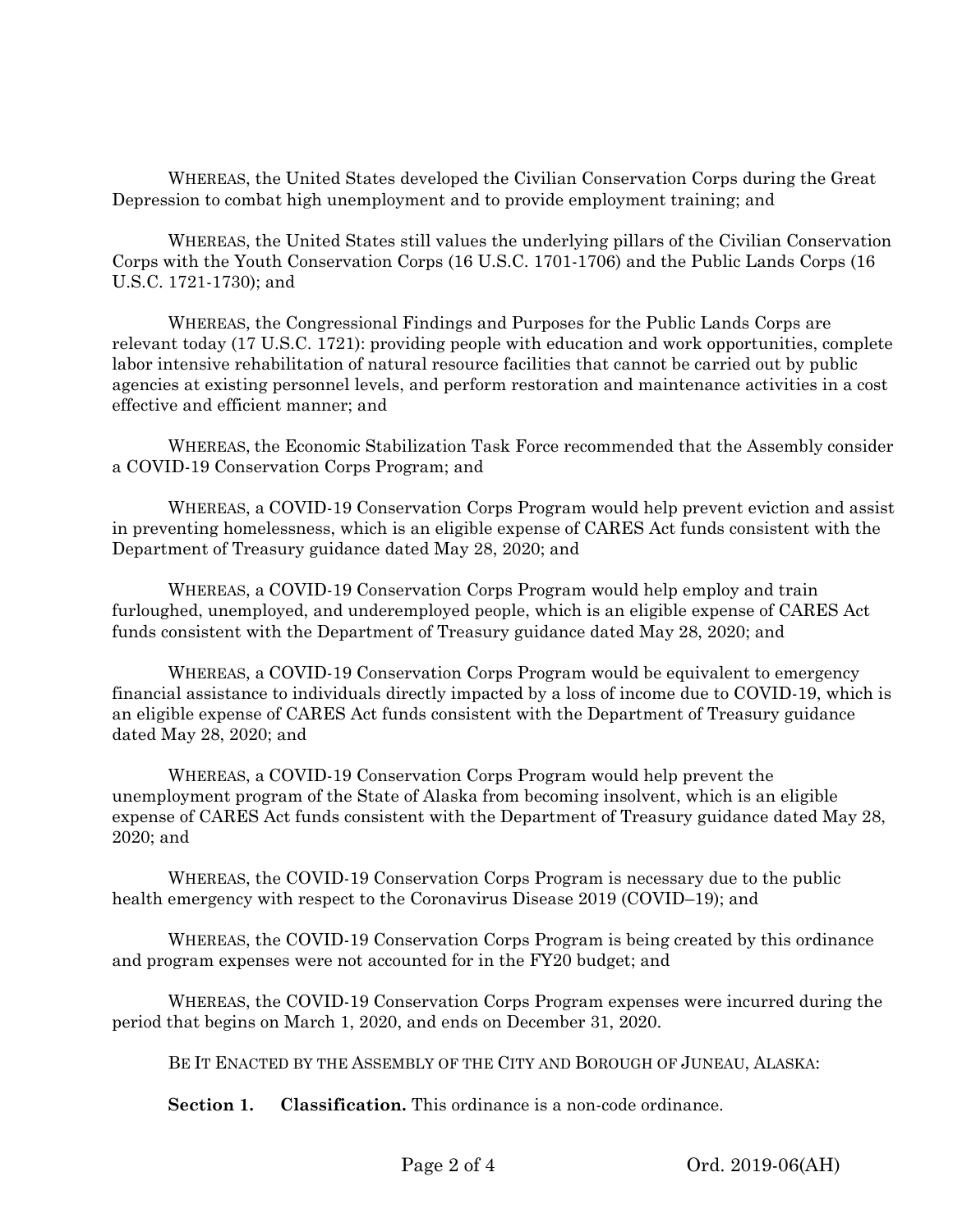WHEREAS, the United States developed the Civilian Conservation Corps during the Great Depression to combat high unemployment and to provide employment training; and

WHEREAS, the United States still values the underlying pillars of the Civilian Conservation Corps with the Youth Conservation Corps (16 U.S.C. 1701-1706) and the Public Lands Corps (16 U.S.C. 1721-1730); and

WHEREAS, the Congressional Findings and Purposes for the Public Lands Corps are relevant today (17 U.S.C. 1721): providing people with education and work opportunities, complete labor intensive rehabilitation of natural resource facilities that cannot be carried out by public agencies at existing personnel levels, and perform restoration and maintenance activities in a cost effective and efficient manner; and

WHEREAS, the Economic Stabilization Task Force recommended that the Assembly consider a COVID-19 Conservation Corps Program; and

WHEREAS, a COVID-19 Conservation Corps Program would help prevent eviction and assist in preventing homelessness, which is an eligible expense of CARES Act funds consistent with the Department of Treasury guidance dated May 28, 2020; and

WHEREAS, a COVID-19 Conservation Corps Program would help employ and train furloughed, unemployed, and underemployed people, which is an eligible expense of CARES Act funds consistent with the Department of Treasury guidance dated May 28, 2020; and

WHEREAS, a COVID-19 Conservation Corps Program would be equivalent to emergency financial assistance to individuals directly impacted by a loss of income due to COVID-19, which is an eligible expense of CARES Act funds consistent with the Department of Treasury guidance dated May 28, 2020; and

WHEREAS, a COVID-19 Conservation Corps Program would help prevent the unemployment program of the State of Alaska from becoming insolvent, which is an eligible expense of CARES Act funds consistent with the Department of Treasury guidance dated May 28, 2020; and

WHEREAS, the COVID-19 Conservation Corps Program is necessary due to the public health emergency with respect to the Coronavirus Disease 2019 (COVID–19); and

WHEREAS, the COVID-19 Conservation Corps Program is being created by this ordinance and program expenses were not accounted for in the FY20 budget; and

WHEREAS, the COVID-19 Conservation Corps Program expenses were incurred during the period that begins on March 1, 2020, and ends on December 31, 2020.

BE IT ENACTED BY THE ASSEMBLY OF THE CITY AND BOROUGH OF JUNEAU, ALASKA:

**Section 1. Classification.** This ordinance is a non-code ordinance.

Ord. 2019-06(AH)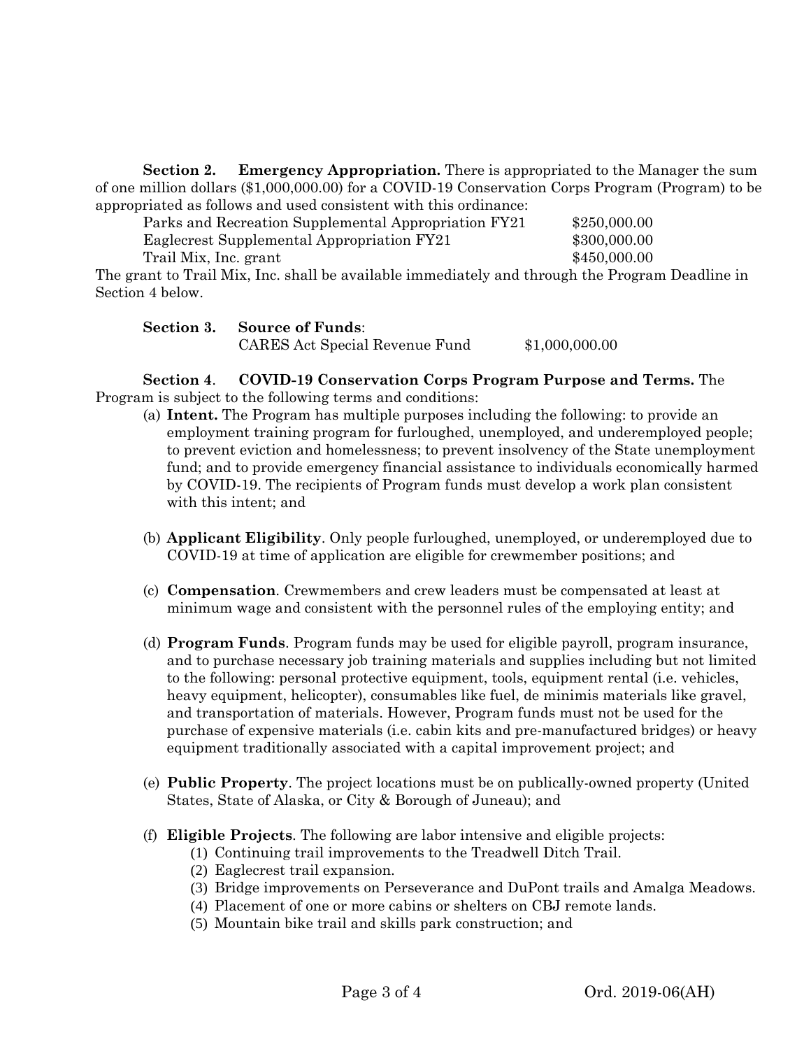**Section 2. Emergency Appropriation.** There is appropriated to the Manager the sum of one million dollars ($1,000,000.00) for a COVID-19 Conservation Corps Program (Program) to be appropriated as follows and used consistent with this ordinance:

| | |
|---|---|
| Parks and Recreation Supplemental Appropriation FY21 | $250,000.00 |
| Eaglecrest Supplemental Appropriation FY21 | $300,000.00 |
| Trail Mix, Inc. grant | $450,000.00 |

The grant to Trail Mix, Inc. shall be available immediately and through the Program Deadline in Section 4 below.

**Section 3. Source of Funds**:

| | |
|---|---|
| CARES Act Special Revenue Fund | $1,000,000.00 |

**Section 4**. **COVID-19 Conservation Corps Program Purpose and Terms.** The Program is subject to the following terms and conditions:

(a) **Intent.** The Program has multiple purposes including the following: to provide an employment training program for furloughed, unemployed, and underemployed people; to prevent eviction and homelessness; to prevent insolvency of the State unemployment fund; and to provide emergency financial assistance to individuals economically harmed by COVID-19. The recipients of Program funds must develop a work plan consistent with this intent; and

(b) **Applicant Eligibility**. Only people furloughed, unemployed, or underemployed due to COVID-19 at time of application are eligible for crewmember positions; and

(c) **Compensation**. Crewmembers and crew leaders must be compensated at least at minimum wage and consistent with the personnel rules of the employing entity; and

(d) **Program Funds**. Program funds may be used for eligible payroll, program insurance, and to purchase necessary job training materials and supplies including but not limited to the following: personal protective equipment, tools, equipment rental (i.e. vehicles, heavy equipment, helicopter), consumables like fuel, de minimis materials like gravel, and transportation of materials. However, Program funds must not be used for the purchase of expensive materials (i.e. cabin kits and pre-manufactured bridges) or heavy equipment traditionally associated with a capital improvement project; and

(e) **Public Property**. The project locations must be on publically-owned property (United States, State of Alaska, or City & Borough of Juneau); and

(f) **Eligible Projects**. The following are labor intensive and eligible projects:

1. Continuing trail improvements to the Treadwell Ditch Trail.
2. Eaglecrest trail expansion.
3. Bridge improvements on Perseverance and DuPont trails and Amalga Meadows.
4. Placement of one or more cabins or shelters on CBJ remote lands.
5. Mountain bike trail and skills park construction; and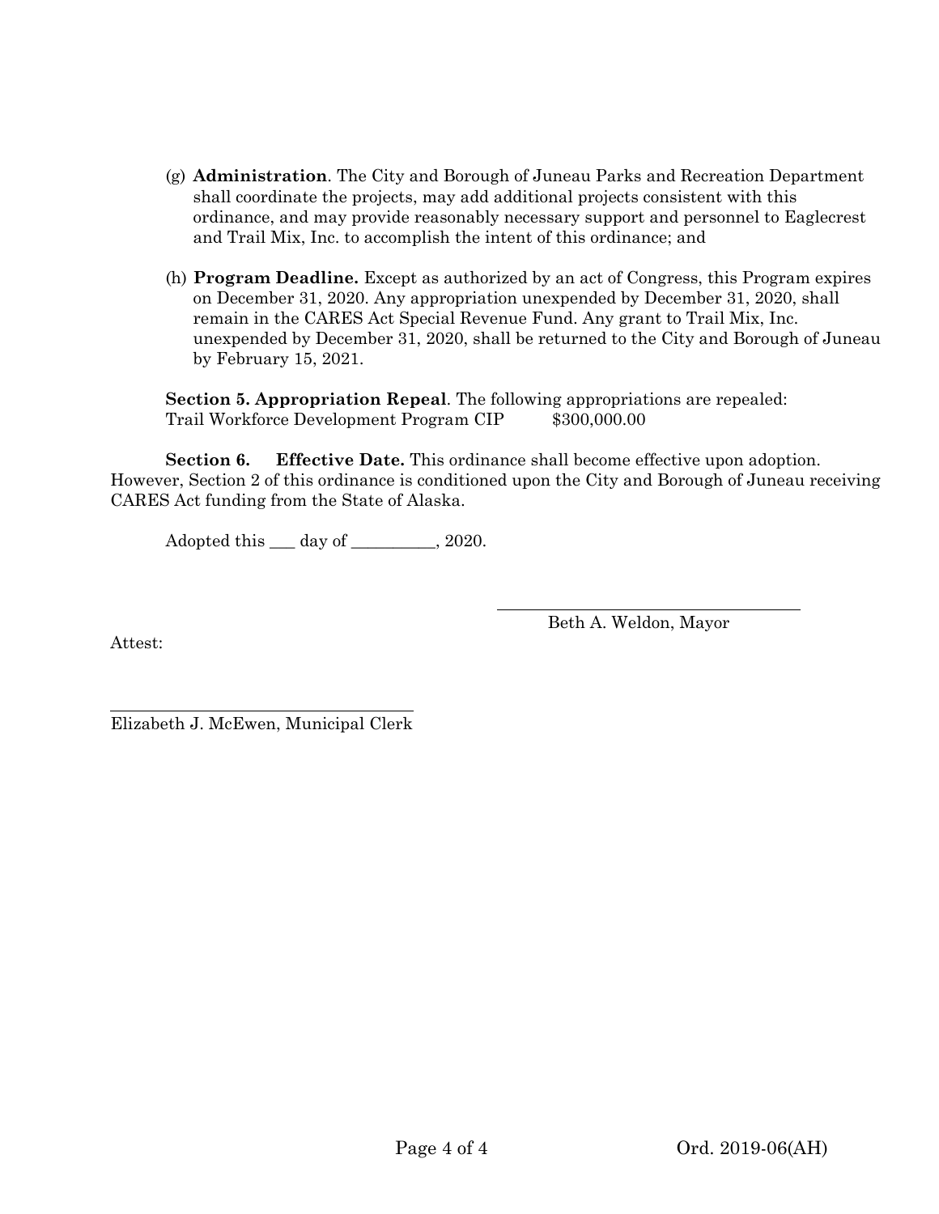(g) **Administration**. The City and Borough of Juneau Parks and Recreation Department shall coordinate the projects, may add additional projects consistent with this ordinance, and may provide reasonably necessary support and personnel to Eaglecrest and Trail Mix, Inc. to accomplish the intent of this ordinance; and

(h) **Program Deadline.** Except as authorized by an act of Congress, this Program expires on December 31, 2020. Any appropriation unexpended by December 31, 2020, shall remain in the CARES Act Special Revenue Fund. Any grant to Trail Mix, Inc. unexpended by December 31, 2020, shall be returned to the City and Borough of Juneau by February 15, 2021.

**Section 5. Appropriation Repeal**. The following appropriations are repealed:
Trail Workforce Development Program CIP $300,000.00

**Section 6. Effective Date.** This ordinance shall become effective upon adoption. However, Section 2 of this ordinance is conditioned upon the City and Borough of Juneau receiving CARES Act funding from the State of Alaska.

Adopted this ___ day of __________, 2020.

______________________________
Beth A. Weldon, Mayor

Attest:

______________________________
Elizabeth J. McEwen, Municipal Clerk